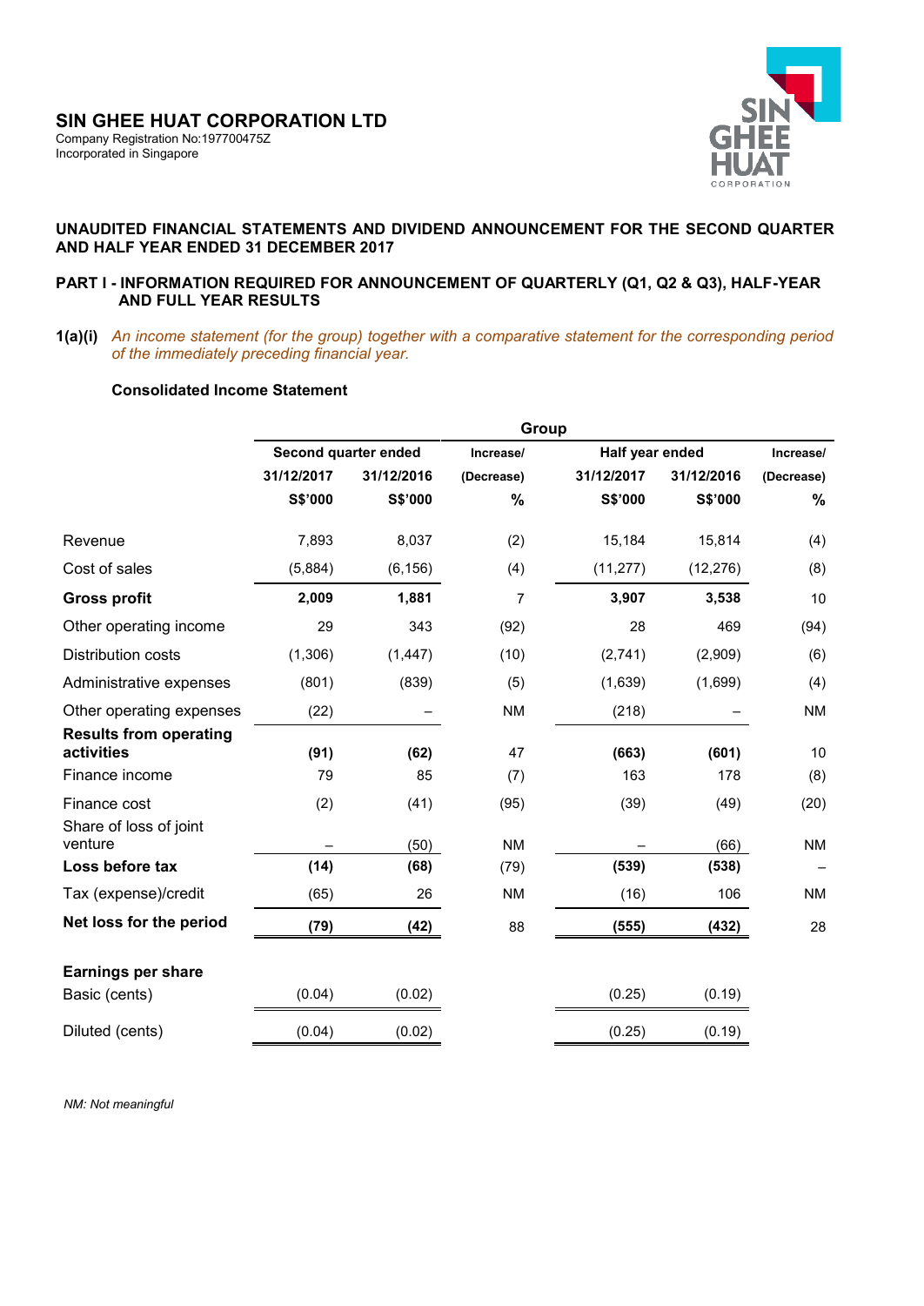**SIN GHEE HUAT CORPORATION LTD**
Company Registration No:197700475Z
Incorporated in Singapore

## UNAUDITED FINANCIAL STATEMENTS AND DIVIDEND ANNOUNCEMENT FOR THE SECOND QUARTER AND HALF YEAR ENDED 31 DECEMBER 2017

### PART I - INFORMATION REQUIRED FOR ANNOUNCEMENT OF QUARTERLY (Q1, Q2 & Q3), HALF-YEAR AND FULL YEAR RESULTS

**1(a)(i)** *An income statement (for the group) together with a comparative statement for the corresponding period of the immediately preceding financial year.*

**Consolidated Income Statement**

| | Group | | | | | |
|---|---|---|---|---|---|---|
| | Second quarter ended | | Increase/ (Decrease) | Half year ended | | Increase/ (Decrease) |
| | 31/12/2017 | 31/12/2016 | | 31/12/2017 | 31/12/2016 | |
| | S$'000 | S$'000 | % | S$'000 | S$'000 | % |
| Revenue | 7,893 | 8,037 | (2) | 15,184 | 15,814 | (4) |
| Cost of sales | (5,884) | (6,156) | (4) | (11,277) | (12,276) | (8) |
| **Gross profit** | **2,009** | **1,881** | 7 | **3,907** | **3,538** | 10 |
| Other operating income | 29 | 343 | (92) | 28 | 469 | (94) |
| Distribution costs | (1,306) | (1,447) | (10) | (2,741) | (2,909) | (6) |
| Administrative expenses | (801) | (839) | (5) | (1,639) | (1,699) | (4) |
| Other operating expenses | (22) | – | NM | (218) | – | NM |
| **Results from operating activities** | **(91)** | **(62)** | 47 | **(663)** | **(601)** | 10 |
| Finance income | 79 | 85 | (7) | 163 | 178 | (8) |
| Finance cost | (2) | (41) | (95) | (39) | (49) | (20) |
| Share of loss of joint venture | – | (50) | NM | – | (66) | NM |
| **Loss before tax** | **(14)** | **(68)** | (79) | **(539)** | **(538)** | – |
| Tax (expense)/credit | (65) | 26 | NM | (16) | 106 | NM |
| **Net loss for the period** | **(79)** | **(42)** | 88 | **(555)** | **(432)** | 28 |
| **Earnings per share** | | | | | | |
| Basic (cents) | (0.04) | (0.02) | | (0.25) | (0.19) | |
| Diluted (cents) | (0.04) | (0.02) | | (0.25) | (0.19) | |

*NM: Not meaningful*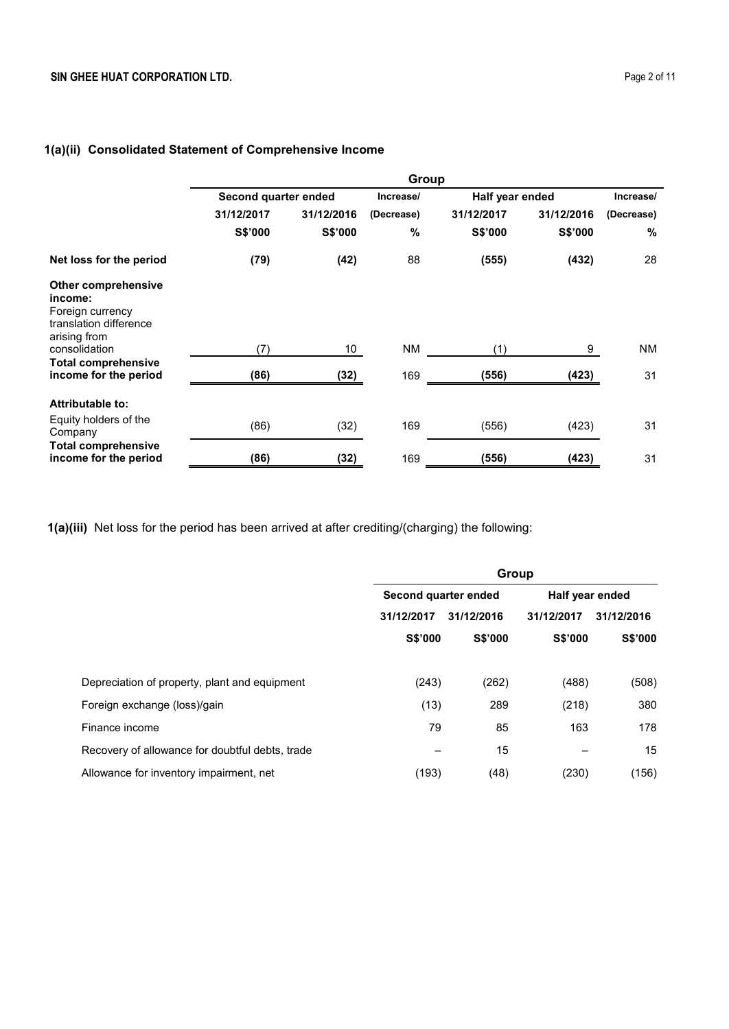### 1(a)(ii) Consolidated Statement of Comprehensive Income

| | Group | | | | | |
|---|---|---|---|---|---|---|
| | Second quarter ended | | Increase/ | Half year ended | | Increase/ |
| | 31/12/2017 | 31/12/2016 | (Decrease) | 31/12/2017 | 31/12/2016 | (Decrease) |
| | S$'000 | S$'000 | % | S$'000 | S$'000 | % |
| **Net loss for the period** | **(79)** | **(42)** | 88 | **(555)** | **(432)** | 28 |
| **Other comprehensive income:** | | | | | | |
| Foreign currency translation difference arising from consolidation | (7) | 10 | NM | (1) | 9 | NM |
| **Total comprehensive income for the period** | **(86)** | **(32)** | 169 | **(556)** | **(423)** | 31 |
| **Attributable to:** | | | | | | |
| Equity holders of the Company | (86) | (32) | 169 | (556) | (423) | 31 |
| **Total comprehensive income for the period** | **(86)** | **(32)** | 169 | **(556)** | **(423)** | 31 |

**1(a)(iii)** Net loss for the period has been arrived at after crediting/(charging) the following:

| | Group | | | |
|---|---|---|---|---|
| | Second quarter ended | | Half year ended | |
| | 31/12/2017 | 31/12/2016 | 31/12/2017 | 31/12/2016 |
| | S$'000 | S$'000 | S$'000 | S$'000 |
| Depreciation of property, plant and equipment | (243) | (262) | (488) | (508) |
| Foreign exchange (loss)/gain | (13) | 289 | (218) | 380 |
| Finance income | 79 | 85 | 163 | 178 |
| Recovery of allowance for doubtful debts, trade | – | 15 | – | 15 |
| Allowance for inventory impairment, net | (193) | (48) | (230) | (156) |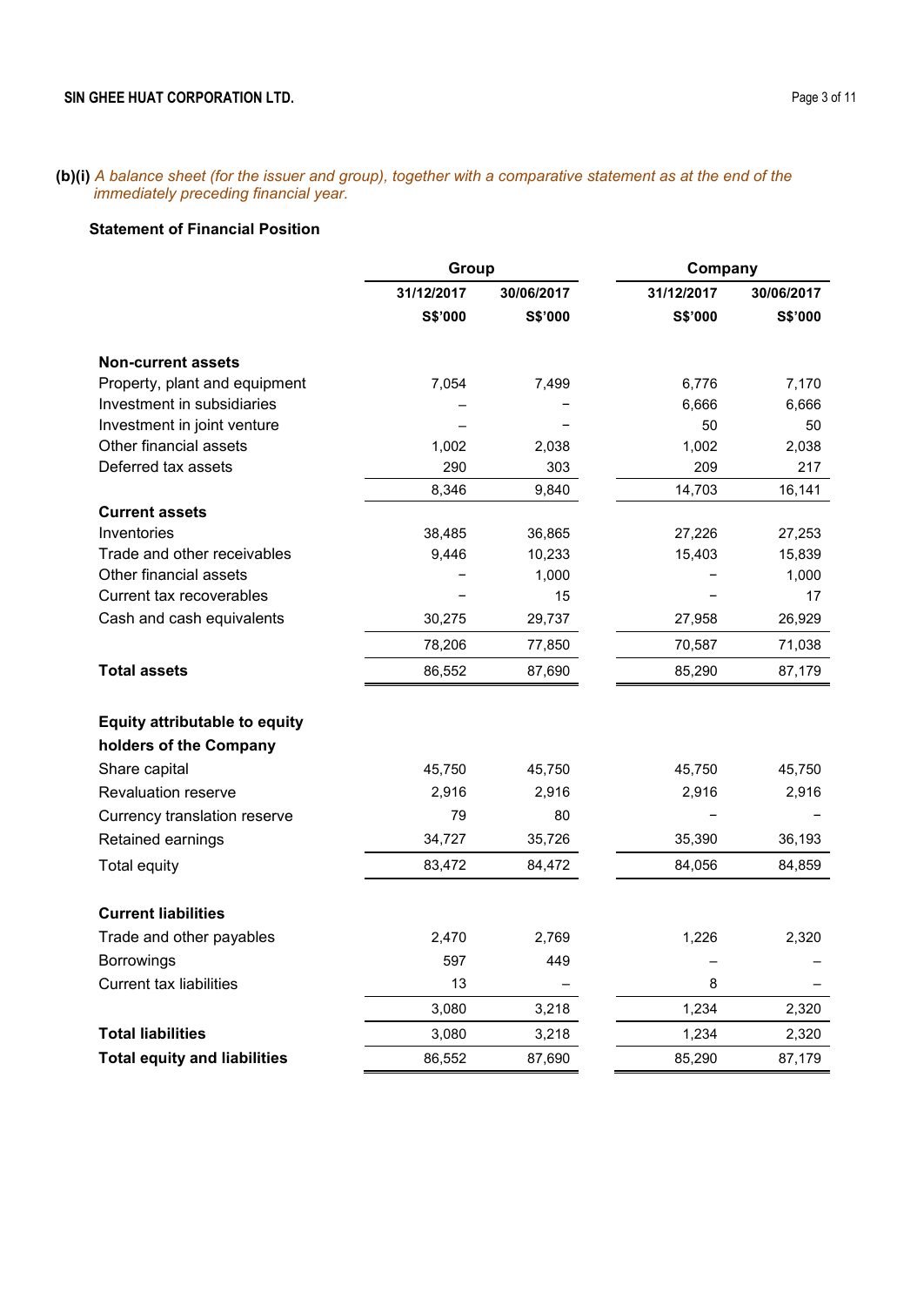**(b)(i)** *A balance sheet (for the issuer and group), together with a comparative statement as at the end of the immediately preceding financial year.*

**Statement of Financial Position**

| | Group | | Company | |
|---|---|---|---|---|
| | 31/12/2017 | 30/06/2017 | 31/12/2017 | 30/06/2017 |
| | S$'000 | S$'000 | S$'000 | S$'000 |
| **Non-current assets** | | | | |
| Property, plant and equipment | 7,054 | 7,499 | 6,776 | 7,170 |
| Investment in subsidiaries | – | – | 6,666 | 6,666 |
| Investment in joint venture | – | – | 50 | 50 |
| Other financial assets | 1,002 | 2,038 | 1,002 | 2,038 |
| Deferred tax assets | 290 | 303 | 209 | 217 |
| | 8,346 | 9,840 | 14,703 | 16,141 |
| **Current assets** | | | | |
| Inventories | 38,485 | 36,865 | 27,226 | 27,253 |
| Trade and other receivables | 9,446 | 10,233 | 15,403 | 15,839 |
| Other financial assets | – | 1,000 | – | 1,000 |
| Current tax recoverables | – | 15 | – | 17 |
| Cash and cash equivalents | 30,275 | 29,737 | 27,958 | 26,929 |
| | 78,206 | 77,850 | 70,587 | 71,038 |
| **Total assets** | 86,552 | 87,690 | 85,290 | 87,179 |
| **Equity attributable to equity holders of the Company** | | | | |
| Share capital | 45,750 | 45,750 | 45,750 | 45,750 |
| Revaluation reserve | 2,916 | 2,916 | 2,916 | 2,916 |
| Currency translation reserve | 79 | 80 | – | – |
| Retained earnings | 34,727 | 35,726 | 35,390 | 36,193 |
| Total equity | 83,472 | 84,472 | 84,056 | 84,859 |
| **Current liabilities** | | | | |
| Trade and other payables | 2,470 | 2,769 | 1,226 | 2,320 |
| Borrowings | 597 | 449 | – | – |
| Current tax liabilities | 13 | – | 8 | – |
| | 3,080 | 3,218 | 1,234 | 2,320 |
| **Total liabilities** | 3,080 | 3,218 | 1,234 | 2,320 |
| **Total equity and liabilities** | 86,552 | 87,690 | 85,290 | 87,179 |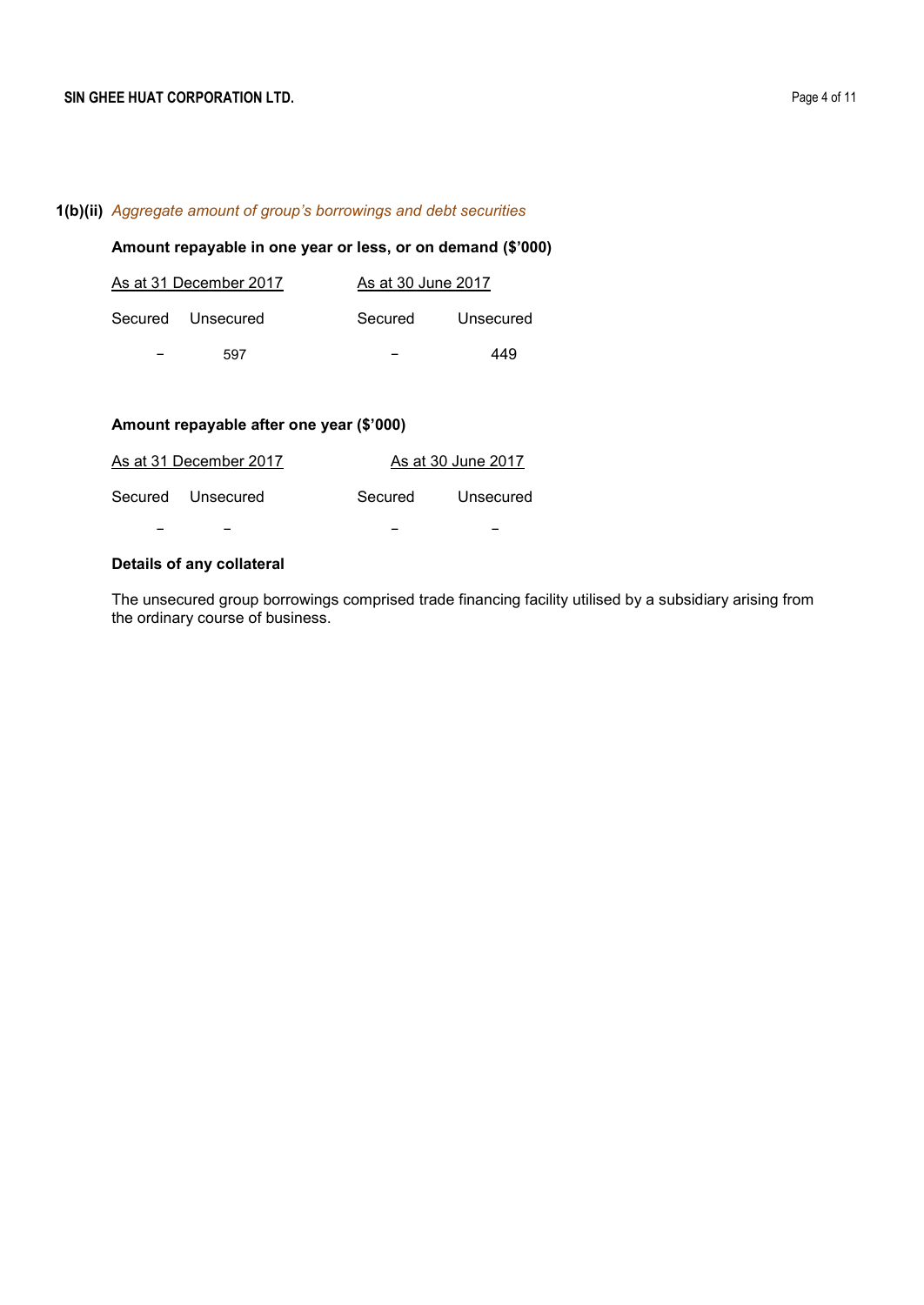**1(b)(ii)** *Aggregate amount of group's borrowings and debt securities*

**Amount repayable in one year or less, or on demand ($'000)**

| As at 31 December 2017 | | As at 30 June 2017 | |
|---|---|---|---|
| Secured | Unsecured | Secured | Unsecured |
| – | 597 | – | 449 |

**Amount repayable after one year ($'000)**

| As at 31 December 2017 | | As at 30 June 2017 | |
|---|---|---|---|
| Secured | Unsecured | Secured | Unsecured |
| – | – | – | – |

**Details of any collateral**

The unsecured group borrowings comprised trade financing facility utilised by a subsidiary arising from the ordinary course of business.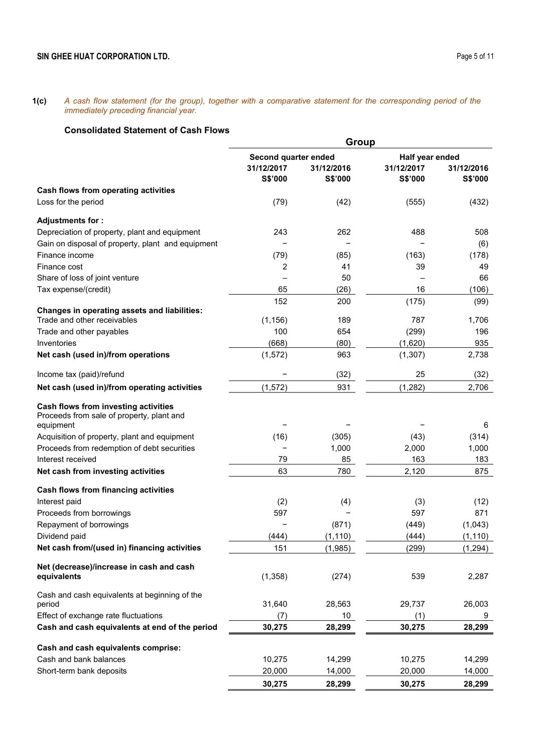**1(c)** *A cash flow statement (for the group), together with a comparative statement for the corresponding period of the immediately preceding financial year.*

**Consolidated Statement of Cash Flows**

| | Group | | | |
|---|---|---|---|---|
| | Second quarter ended | | Half year ended | |
| | 31/12/2017 S$'000 | 31/12/2016 S$'000 | 31/12/2017 S$'000 | 31/12/2016 S$'000 |
| **Cash flows from operating activities** | | | | |
| Loss for the period | (79) | (42) | (555) | (432) |
| **Adjustments for :** | | | | |
| Depreciation of property, plant and equipment | 243 | 262 | 488 | 508 |
| Gain on disposal of property, plant and equipment | – | – | – | (6) |
| Finance income | (79) | (85) | (163) | (178) |
| Finance cost | 2 | 41 | 39 | 49 |
| Share of loss of joint venture | – | 50 | – | 66 |
| Tax expense/(credit) | 65 | (26) | 16 | (106) |
| | 152 | 200 | (175) | (99) |
| **Changes in operating assets and liabilities:** | | | | |
| Trade and other receivables | (1,156) | 189 | 787 | 1,706 |
| Trade and other payables | 100 | 654 | (299) | 196 |
| Inventories | (668) | (80) | (1,620) | 935 |
| **Net cash (used in)/from operations** | (1,572) | 963 | (1,307) | 2,738 |
| Income tax (paid)/refund | – | (32) | 25 | (32) |
| **Net cash (used in)/from operating activities** | (1,572) | 931 | (1,282) | 2,706 |
| **Cash flows from investing activities** | | | | |
| Proceeds from sale of property, plant and equipment | – | – | – | 6 |
| Acquisition of property, plant and equipment | (16) | (305) | (43) | (314) |
| Proceeds from redemption of debt securities | – | 1,000 | 2,000 | 1,000 |
| Interest received | 79 | 85 | 163 | 183 |
| **Net cash from investing activities** | 63 | 780 | 2,120 | 875 |
| **Cash flows from financing activities** | | | | |
| Interest paid | (2) | (4) | (3) | (12) |
| Proceeds from borrowings | 597 | – | 597 | 871 |
| Repayment of borrowings | – | (871) | (449) | (1,043) |
| Dividend paid | (444) | (1,110) | (444) | (1,110) |
| **Net cash from/(used in) financing activities** | 151 | (1,985) | (299) | (1,294) |
| **Net (decrease)/increase in cash and cash equivalents** | (1,358) | (274) | 539 | 2,287 |
| Cash and cash equivalents at beginning of the period | 31,640 | 28,563 | 29,737 | 26,003 |
| Effect of exchange rate fluctuations | (7) | 10 | (1) | 9 |
| **Cash and cash equivalents at end of the period** | **30,275** | **28,299** | **30,275** | **28,299** |
| **Cash and cash equivalents comprise:** | | | | |
| Cash and bank balances | 10,275 | 14,299 | 10,275 | 14,299 |
| Short-term bank deposits | 20,000 | 14,000 | 20,000 | 14,000 |
| | **30,275** | **28,299** | **30,275** | **28,299** |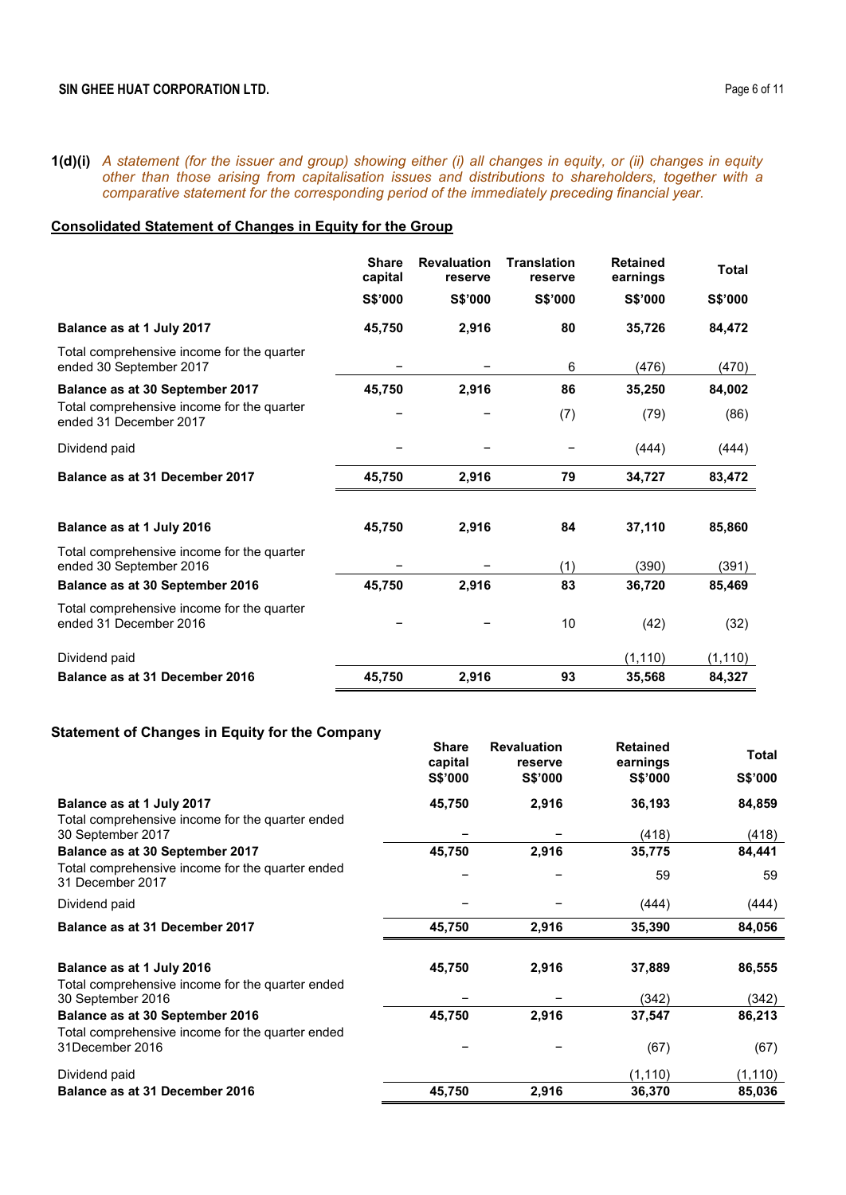**1(d)(i)** *A statement (for the issuer and group) showing either (i) all changes in equity, or (ii) changes in equity other than those arising from capitalisation issues and distributions to shareholders, together with a comparative statement for the corresponding period of the immediately preceding financial year.*

**Consolidated Statement of Changes in Equity for the Group**

| | Share capital | Revaluation reserve | Translation reserve | Retained earnings | Total |
|---|---|---|---|---|---|
| | S$'000 | S$'000 | S$'000 | S$'000 | S$'000 |
| **Balance as at 1 July 2017** | **45,750** | **2,916** | **80** | **35,726** | **84,472** |
| Total comprehensive income for the quarter ended 30 September 2017 | – | – | 6 | (476) | (470) |
| **Balance as at 30 September 2017** | **45,750** | **2,916** | **86** | **35,250** | **84,002** |
| Total comprehensive income for the quarter ended 31 December 2017 | – | – | (7) | (79) | (86) |
| Dividend paid | – | – | – | (444) | (444) |
| **Balance as at 31 December 2017** | **45,750** | **2,916** | **79** | **34,727** | **83,472** |
| | | | | | |
| **Balance as at 1 July 2016** | **45,750** | **2,916** | **84** | **37,110** | **85,860** |
| Total comprehensive income for the quarter ended 30 September 2016 | – | – | (1) | (390) | (391) |
| **Balance as at 30 September 2016** | **45,750** | **2,916** | **83** | **36,720** | **85,469** |
| Total comprehensive income for the quarter ended 31 December 2016 | – | – | 10 | (42) | (32) |
| Dividend paid | | | | (1,110) | (1,110) |
| **Balance as at 31 December 2016** | **45,750** | **2,916** | **93** | **35,568** | **84,327** |

**Statement of Changes in Equity for the Company**

| | Share capital | Revaluation reserve | Retained earnings | Total |
|---|---|---|---|---|
| | S$'000 | S$'000 | S$'000 | S$'000 |
| **Balance as at 1 July 2017** | **45,750** | **2,916** | **36,193** | **84,859** |
| Total comprehensive income for the quarter ended 30 September 2017 | – | – | (418) | (418) |
| **Balance as at 30 September 2017** | **45,750** | **2,916** | **35,775** | **84,441** |
| Total comprehensive income for the quarter ended 31 December 2017 | – | – | 59 | 59 |
| Dividend paid | – | – | (444) | (444) |
| **Balance as at 31 December 2017** | **45,750** | **2,916** | **35,390** | **84,056** |
| | | | | |
| **Balance as at 1 July 2016** | **45,750** | **2,916** | **37,889** | **86,555** |
| Total comprehensive income for the quarter ended 30 September 2016 | – | – | (342) | (342) |
| **Balance as at 30 September 2016** | **45,750** | **2,916** | **37,547** | **86,213** |
| Total comprehensive income for the quarter ended 31December 2016 | – | – | (67) | (67) |
| Dividend paid | | | (1,110) | (1,110) |
| **Balance as at 31 December 2016** | **45,750** | **2,916** | **36,370** | **85,036** |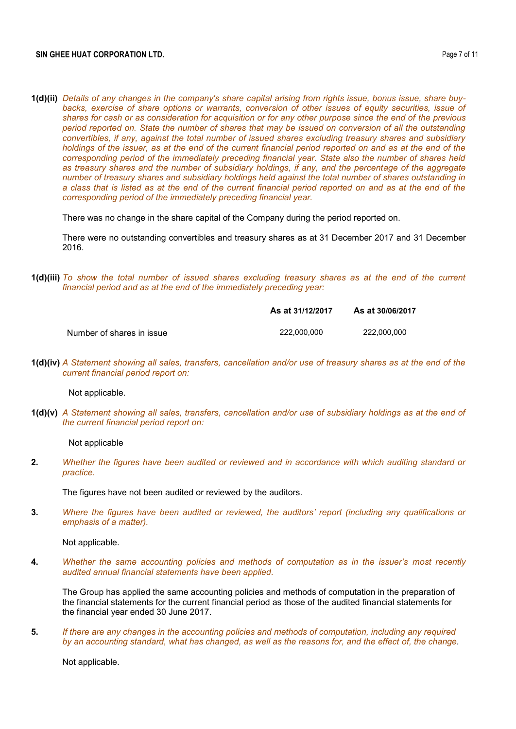**1(d)(ii)** *Details of any changes in the company's share capital arising from rights issue, bonus issue, share buy-backs, exercise of share options or warrants, conversion of other issues of equity securities, issue of shares for cash or as consideration for acquisition or for any other purpose since the end of the previous period reported on. State the number of shares that may be issued on conversion of all the outstanding convertibles, if any, against the total number of issued shares excluding treasury shares and subsidiary holdings of the issuer, as at the end of the current financial period reported on and as at the end of the corresponding period of the immediately preceding financial year. State also the number of shares held as treasury shares and the number of subsidiary holdings, if any, and the percentage of the aggregate number of treasury shares and subsidiary holdings held against the total number of shares outstanding in a class that is listed as at the end of the current financial period reported on and as at the end of the corresponding period of the immediately preceding financial year.*

There was no change in the share capital of the Company during the period reported on.

There were no outstanding convertibles and treasury shares as at 31 December 2017 and 31 December 2016.

**1(d)(iii)** *To show the total number of issued shares excluding treasury shares as at the end of the current financial period and as at the end of the immediately preceding year:*

| | As at 31/12/2017 | As at 30/06/2017 |
|---|---|---|
| Number of shares in issue | 222,000,000 | 222,000,000 |

**1(d)(iv)** *A Statement showing all sales, transfers, cancellation and/or use of treasury shares as at the end of the current financial period report on:*

Not applicable.

**1(d)(v)** *A Statement showing all sales, transfers, cancellation and/or use of subsidiary holdings as at the end of the current financial period report on:*

Not applicable

**2.** *Whether the figures have been audited or reviewed and in accordance with which auditing standard or practice.*

The figures have not been audited or reviewed by the auditors.

**3.** *Where the figures have been audited or reviewed, the auditors' report (including any qualifications or emphasis of a matter).*

Not applicable.

**4.** *Whether the same accounting policies and methods of computation as in the issuer's most recently audited annual financial statements have been applied.*

The Group has applied the same accounting policies and methods of computation in the preparation of the financial statements for the current financial period as those of the audited financial statements for the financial year ended 30 June 2017.

**5.** *If there are any changes in the accounting policies and methods of computation, including any required by an accounting standard, what has changed, as well as the reasons for, and the effect of, the change.*

Not applicable.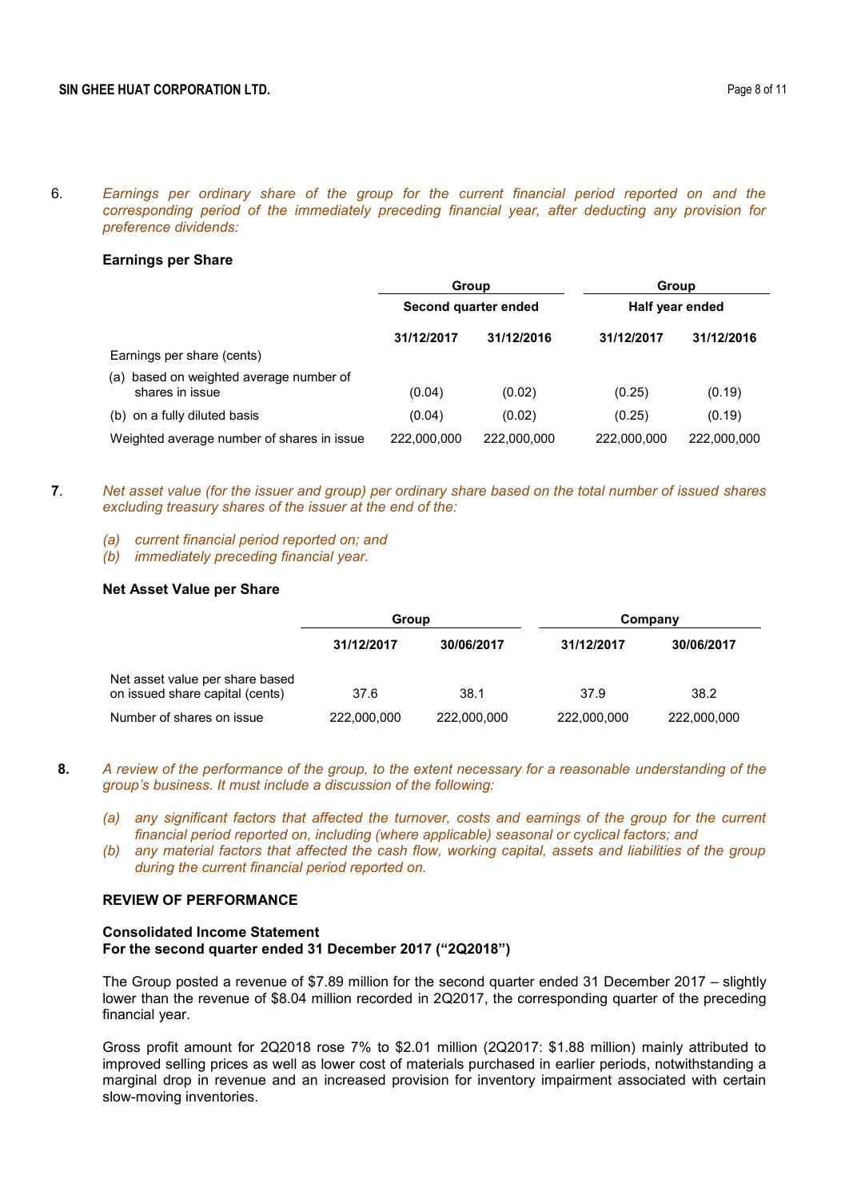6. *Earnings per ordinary share of the group for the current financial period reported on and the corresponding period of the immediately preceding financial year, after deducting any provision for preference dividends:*

**Earnings per Share**

| | Group | | Group | |
|---|---|---|---|---|
| | Second quarter ended | | Half year ended | |
| | **31/12/2017** | **31/12/2016** | **31/12/2017** | **31/12/2016** |
| Earnings per share (cents) | | | | |
| (a) based on weighted average number of shares in issue | (0.04) | (0.02) | (0.25) | (0.19) |
| (b) on a fully diluted basis | (0.04) | (0.02) | (0.25) | (0.19) |
| Weighted average number of shares in issue | 222,000,000 | 222,000,000 | 222,000,000 | 222,000,000 |

**7**. *Net asset value (for the issuer and group) per ordinary share based on the total number of issued shares excluding treasury shares of the issuer at the end of the:*

*(a) current financial period reported on; and*
*(b) immediately preceding financial year.*

**Net Asset Value per Share**

| | Group | | Company | |
|---|---|---|---|---|
| | **31/12/2017** | **30/06/2017** | **31/12/2017** | **30/06/2017** |
| Net asset value per share based on issued share capital (cents) | 37.6 | 38.1 | 37.9 | 38.2 |
| Number of shares on issue | 222,000,000 | 222,000,000 | 222,000,000 | 222,000,000 |

**8.** *A review of the performance of the group, to the extent necessary for a reasonable understanding of the group's business. It must include a discussion of the following:*

*(a) any significant factors that affected the turnover, costs and earnings of the group for the current financial period reported on, including (where applicable) seasonal or cyclical factors; and*
*(b) any material factors that affected the cash flow, working capital, assets and liabilities of the group during the current financial period reported on.*

**REVIEW OF PERFORMANCE**

**Consolidated Income Statement**
**For the second quarter ended 31 December 2017 ("2Q2018")**

The Group posted a revenue of $7.89 million for the second quarter ended 31 December 2017 – slightly lower than the revenue of $8.04 million recorded in 2Q2017, the corresponding quarter of the preceding financial year.

Gross profit amount for 2Q2018 rose 7% to $2.01 million (2Q2017: $1.88 million) mainly attributed to improved selling prices as well as lower cost of materials purchased in earlier periods, notwithstanding a marginal drop in revenue and an increased provision for inventory impairment associated with certain slow-moving inventories.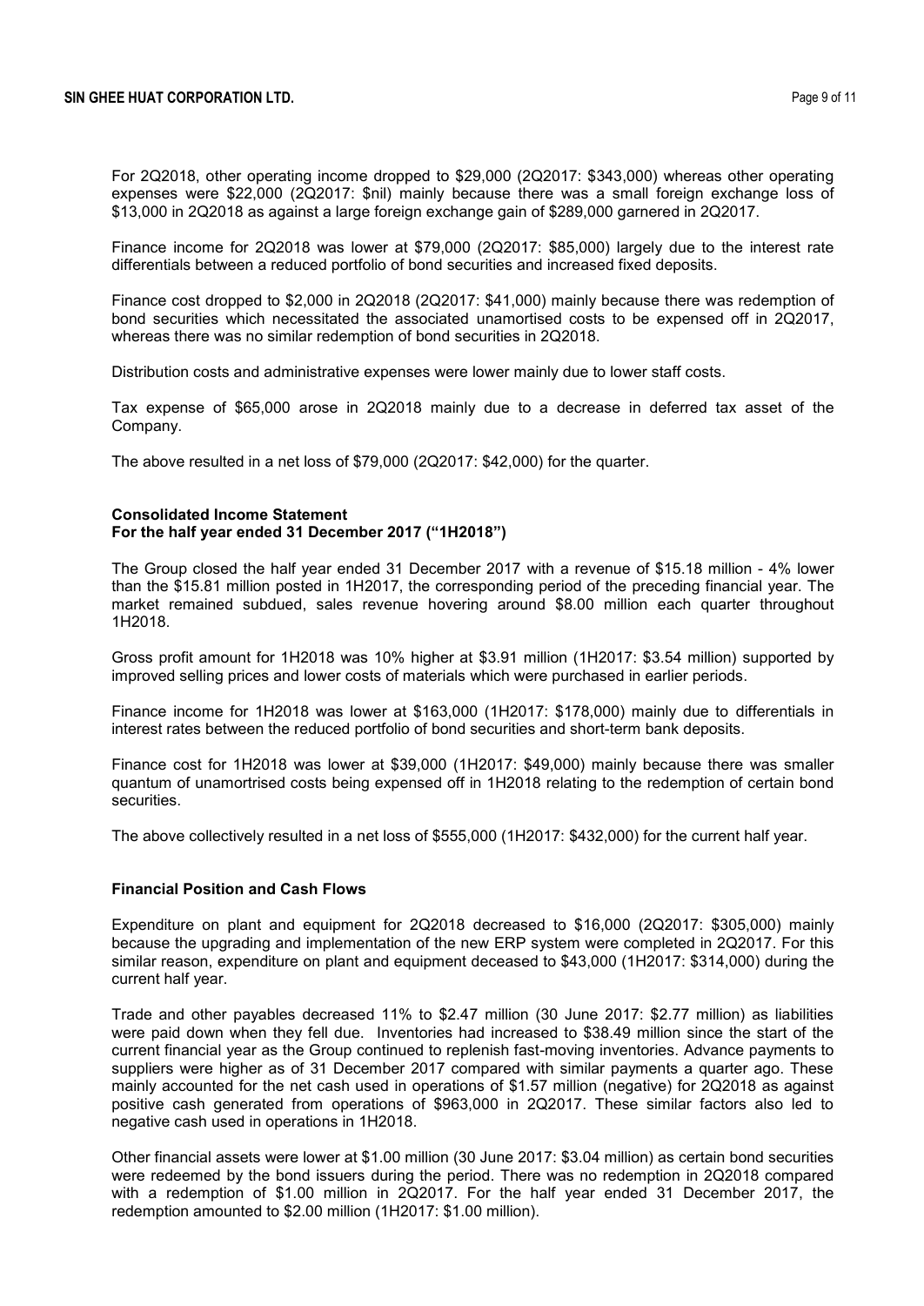For 2Q2018, other operating income dropped to $29,000 (2Q2017: $343,000) whereas other operating expenses were $22,000 (2Q2017: $nil) mainly because there was a small foreign exchange loss of $13,000 in 2Q2018 as against a large foreign exchange gain of $289,000 garnered in 2Q2017.

Finance income for 2Q2018 was lower at $79,000 (2Q2017: $85,000) largely due to the interest rate differentials between a reduced portfolio of bond securities and increased fixed deposits.

Finance cost dropped to $2,000 in 2Q2018 (2Q2017: $41,000) mainly because there was redemption of bond securities which necessitated the associated unamortised costs to be expensed off in 2Q2017, whereas there was no similar redemption of bond securities in 2Q2018.

Distribution costs and administrative expenses were lower mainly due to lower staff costs.

Tax expense of $65,000 arose in 2Q2018 mainly due to a decrease in deferred tax asset of the Company.

The above resulted in a net loss of $79,000 (2Q2017: $42,000) for the quarter.

**Consolidated Income Statement**
**For the half year ended 31 December 2017 ("1H2018")**

The Group closed the half year ended 31 December 2017 with a revenue of $15.18 million - 4% lower than the $15.81 million posted in 1H2017, the corresponding period of the preceding financial year. The market remained subdued, sales revenue hovering around $8.00 million each quarter throughout 1H2018.

Gross profit amount for 1H2018 was 10% higher at $3.91 million (1H2017: $3.54 million) supported by improved selling prices and lower costs of materials which were purchased in earlier periods.

Finance income for 1H2018 was lower at $163,000 (1H2017: $178,000) mainly due to differentials in interest rates between the reduced portfolio of bond securities and short-term bank deposits.

Finance cost for 1H2018 was lower at $39,000 (1H2017: $49,000) mainly because there was smaller quantum of unamortrised costs being expensed off in 1H2018 relating to the redemption of certain bond securities.

The above collectively resulted in a net loss of $555,000 (1H2017: $432,000) for the current half year.

**Financial Position and Cash Flows**

Expenditure on plant and equipment for 2Q2018 decreased to $16,000 (2Q2017: $305,000) mainly because the upgrading and implementation of the new ERP system were completed in 2Q2017. For this similar reason, expenditure on plant and equipment deceased to $43,000 (1H2017: $314,000) during the current half year.

Trade and other payables decreased 11% to $2.47 million (30 June 2017: $2.77 million) as liabilities were paid down when they fell due. Inventories had increased to $38.49 million since the start of the current financial year as the Group continued to replenish fast-moving inventories. Advance payments to suppliers were higher as of 31 December 2017 compared with similar payments a quarter ago. These mainly accounted for the net cash used in operations of $1.57 million (negative) for 2Q2018 as against positive cash generated from operations of $963,000 in 2Q2017. These similar factors also led to negative cash used in operations in 1H2018.

Other financial assets were lower at $1.00 million (30 June 2017: $3.04 million) as certain bond securities were redeemed by the bond issuers during the period. There was no redemption in 2Q2018 compared with a redemption of $1.00 million in 2Q2017. For the half year ended 31 December 2017, the redemption amounted to $2.00 million (1H2017: $1.00 million).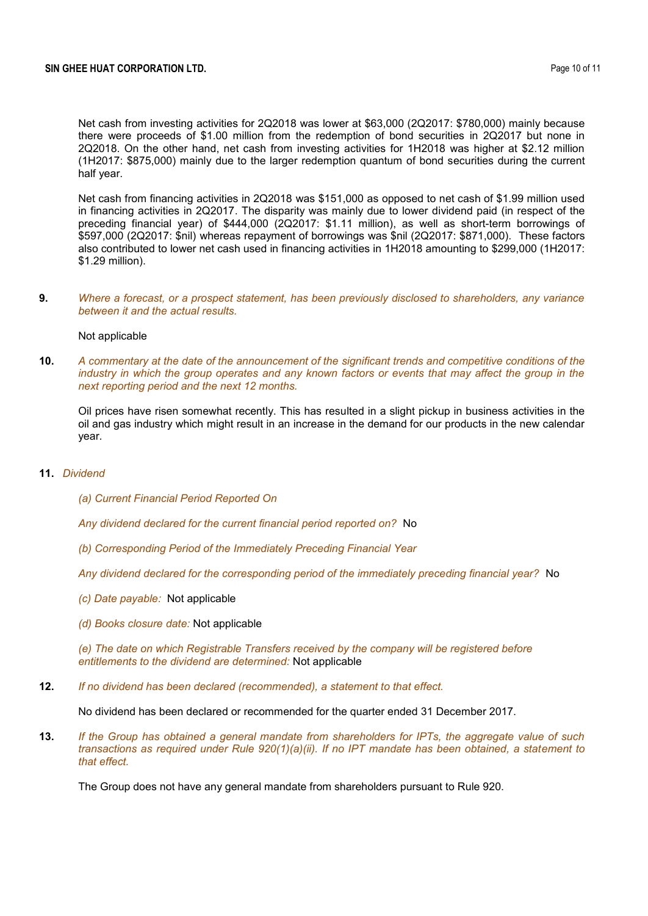Net cash from investing activities for 2Q2018 was lower at $63,000 (2Q2017: $780,000) mainly because there were proceeds of $1.00 million from the redemption of bond securities in 2Q2017 but none in 2Q2018. On the other hand, net cash from investing activities for 1H2018 was higher at $2.12 million (1H2017: $875,000) mainly due to the larger redemption quantum of bond securities during the current half year.

Net cash from financing activities in 2Q2018 was $151,000 as opposed to net cash of $1.99 million used in financing activities in 2Q2017. The disparity was mainly due to lower dividend paid (in respect of the preceding financial year) of $444,000 (2Q2017: $1.11 million), as well as short-term borrowings of $597,000 (2Q2017: $nil) whereas repayment of borrowings was $nil (2Q2017: $871,000). These factors also contributed to lower net cash used in financing activities in 1H2018 amounting to $299,000 (1H2017: $1.29 million).

**9.** *Where a forecast, or a prospect statement, has been previously disclosed to shareholders, any variance between it and the actual results.*

Not applicable

**10.** *A commentary at the date of the announcement of the significant trends and competitive conditions of the industry in which the group operates and any known factors or events that may affect the group in the next reporting period and the next 12 months.*

Oil prices have risen somewhat recently. This has resulted in a slight pickup in business activities in the oil and gas industry which might result in an increase in the demand for our products in the new calendar year.

**11.** *Dividend*

*(a) Current Financial Period Reported On*

*Any dividend declared for the current financial period reported on?* No

*(b) Corresponding Period of the Immediately Preceding Financial Year*

*Any dividend declared for the corresponding period of the immediately preceding financial year?* No

*(c) Date payable:* Not applicable

*(d) Books closure date:* Not applicable

*(e) The date on which Registrable Transfers received by the company will be registered before entitlements to the dividend are determined:* Not applicable

**12.** *If no dividend has been declared (recommended), a statement to that effect.*

No dividend has been declared or recommended for the quarter ended 31 December 2017.

**13.** *If the Group has obtained a general mandate from shareholders for IPTs, the aggregate value of such transactions as required under Rule 920(1)(a)(ii). If no IPT mandate has been obtained, a statement to that effect.*

The Group does not have any general mandate from shareholders pursuant to Rule 920.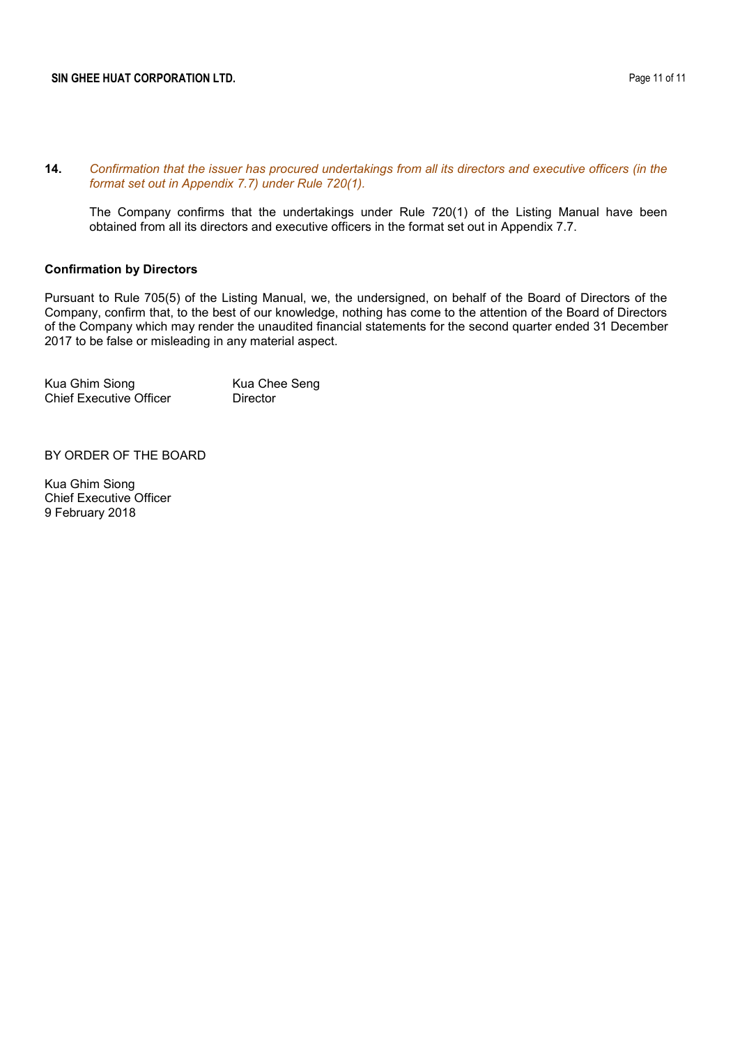**14.** *Confirmation that the issuer has procured undertakings from all its directors and executive officers (in the format set out in Appendix 7.7) under Rule 720(1).*

The Company confirms that the undertakings under Rule 720(1) of the Listing Manual have been obtained from all its directors and executive officers in the format set out in Appendix 7.7.

**Confirmation by Directors**

Pursuant to Rule 705(5) of the Listing Manual, we, the undersigned, on behalf of the Board of Directors of the Company, confirm that, to the best of our knowledge, nothing has come to the attention of the Board of Directors of the Company which may render the unaudited financial statements for the second quarter ended 31 December 2017 to be false or misleading in any material aspect.

Kua Ghim Siong
Chief Executive Officer

Kua Chee Seng
Director

BY ORDER OF THE BOARD

Kua Ghim Siong
Chief Executive Officer
9 February 2018